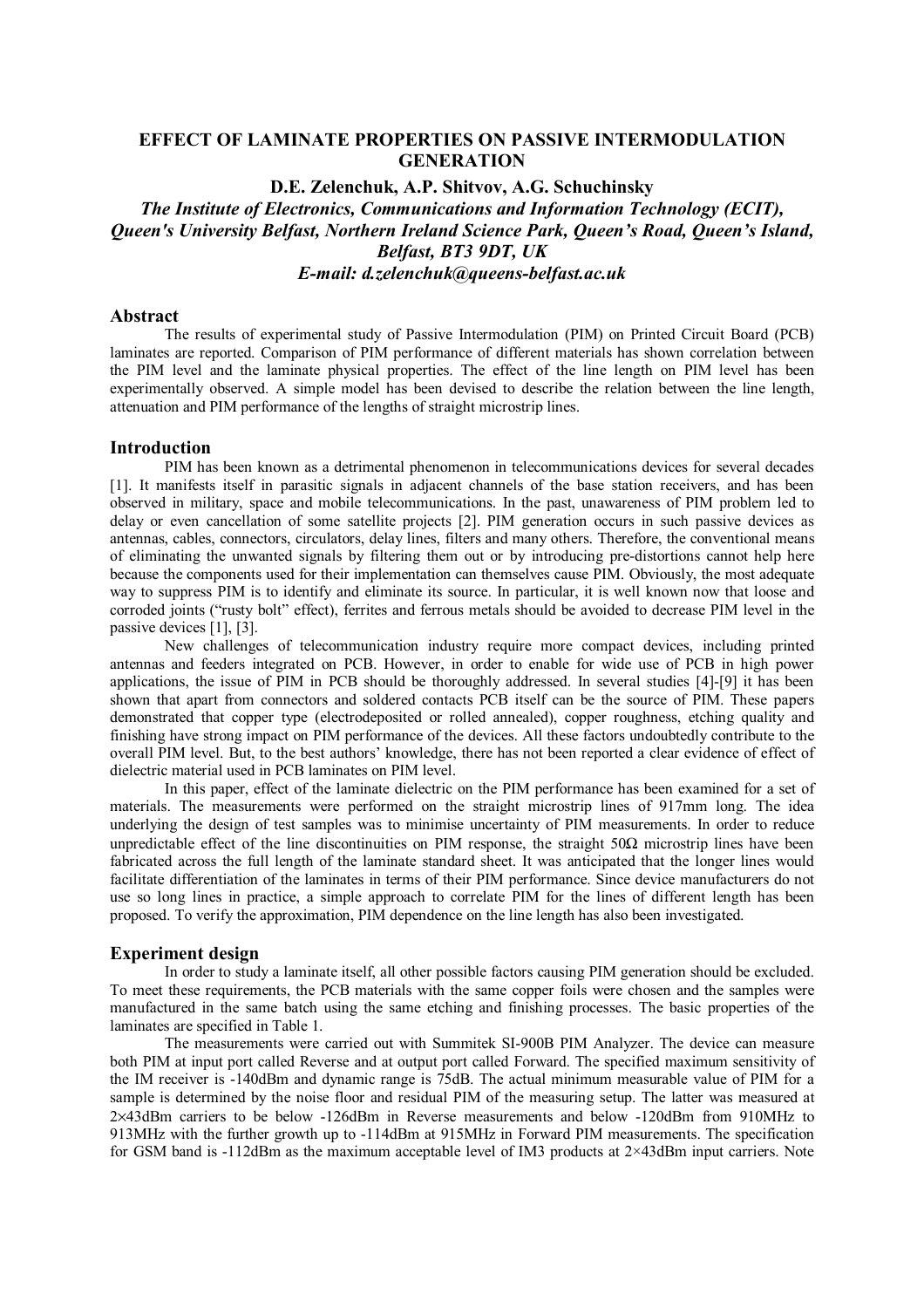# EFFECT OF LAMINATE PROPERTIES ON PASSIVE INTERMODULATION GENERATION

**D.E. Zelenchuk, A.P. Shitvov, A.G. Schuchinsky**

***The Institute of Electronics, Communications and Information Technology (ECIT), Queen's University Belfast, Northern Ireland Science Park, Queen's Road, Queen's Island, Belfast, BT3 9DT, UK***

***E-mail: d.zelenchuk@queens-belfast.ac.uk***

## Abstract

The results of experimental study of Passive Intermodulation (PIM) on Printed Circuit Board (PCB) laminates are reported. Comparison of PIM performance of different materials has shown correlation between the PIM level and the laminate physical properties. The effect of the line length on PIM level has been experimentally observed. A simple model has been devised to describe the relation between the line length, attenuation and PIM performance of the lengths of straight microstrip lines.

## Introduction

PIM has been known as a detrimental phenomenon in telecommunications devices for several decades [1]. It manifests itself in parasitic signals in adjacent channels of the base station receivers, and has been observed in military, space and mobile telecommunications. In the past, unawareness of PIM problem led to delay or even cancellation of some satellite projects [2]. PIM generation occurs in such passive devices as antennas, cables, connectors, circulators, delay lines, filters and many others. Therefore, the conventional means of eliminating the unwanted signals by filtering them out or by introducing pre-distortions cannot help here because the components used for their implementation can themselves cause PIM. Obviously, the most adequate way to suppress PIM is to identify and eliminate its source. In particular, it is well known now that loose and corroded joints ("rusty bolt" effect), ferrites and ferrous metals should be avoided to decrease PIM level in the passive devices [1], [3].

New challenges of telecommunication industry require more compact devices, including printed antennas and feeders integrated on PCB. However, in order to enable for wide use of PCB in high power applications, the issue of PIM in PCB should be thoroughly addressed. In several studies [4]-[9] it has been shown that apart from connectors and soldered contacts PCB itself can be the source of PIM. These papers demonstrated that copper type (electrodeposited or rolled annealed), copper roughness, etching quality and finishing have strong impact on PIM performance of the devices. All these factors undoubtedly contribute to the overall PIM level. But, to the best authors' knowledge, there has not been reported a clear evidence of effect of dielectric material used in PCB laminates on PIM level.

In this paper, effect of the laminate dielectric on the PIM performance has been examined for a set of materials. The measurements were performed on the straight microstrip lines of 917mm long. The idea underlying the design of test samples was to minimise uncertainty of PIM measurements. In order to reduce unpredictable effect of the line discontinuities on PIM response, the straight 50Ω microstrip lines have been fabricated across the full length of the laminate standard sheet. It was anticipated that the longer lines would facilitate differentiation of the laminates in terms of their PIM performance. Since device manufacturers do not use so long lines in practice, a simple approach to correlate PIM for the lines of different length has been proposed. To verify the approximation, PIM dependence on the line length has also been investigated.

## Experiment design

In order to study a laminate itself, all other possible factors causing PIM generation should be excluded. To meet these requirements, the PCB materials with the same copper foils were chosen and the samples were manufactured in the same batch using the same etching and finishing processes. The basic properties of the laminates are specified in Table 1.

The measurements were carried out with Summitek SI-900B PIM Analyzer. The device can measure both PIM at input port called Reverse and at output port called Forward. The specified maximum sensitivity of the IM receiver is -140dBm and dynamic range is 75dB. The actual minimum measurable value of PIM for a sample is determined by the noise floor and residual PIM of the measuring setup. The latter was measured at 2×43dBm carriers to be below -126dBm in Reverse measurements and below -120dBm from 910MHz to 913MHz with the further growth up to -114dBm at 915MHz in Forward PIM measurements. The specification for GSM band is -112dBm as the maximum acceptable level of IM3 products at 2×43dBm input carriers. Note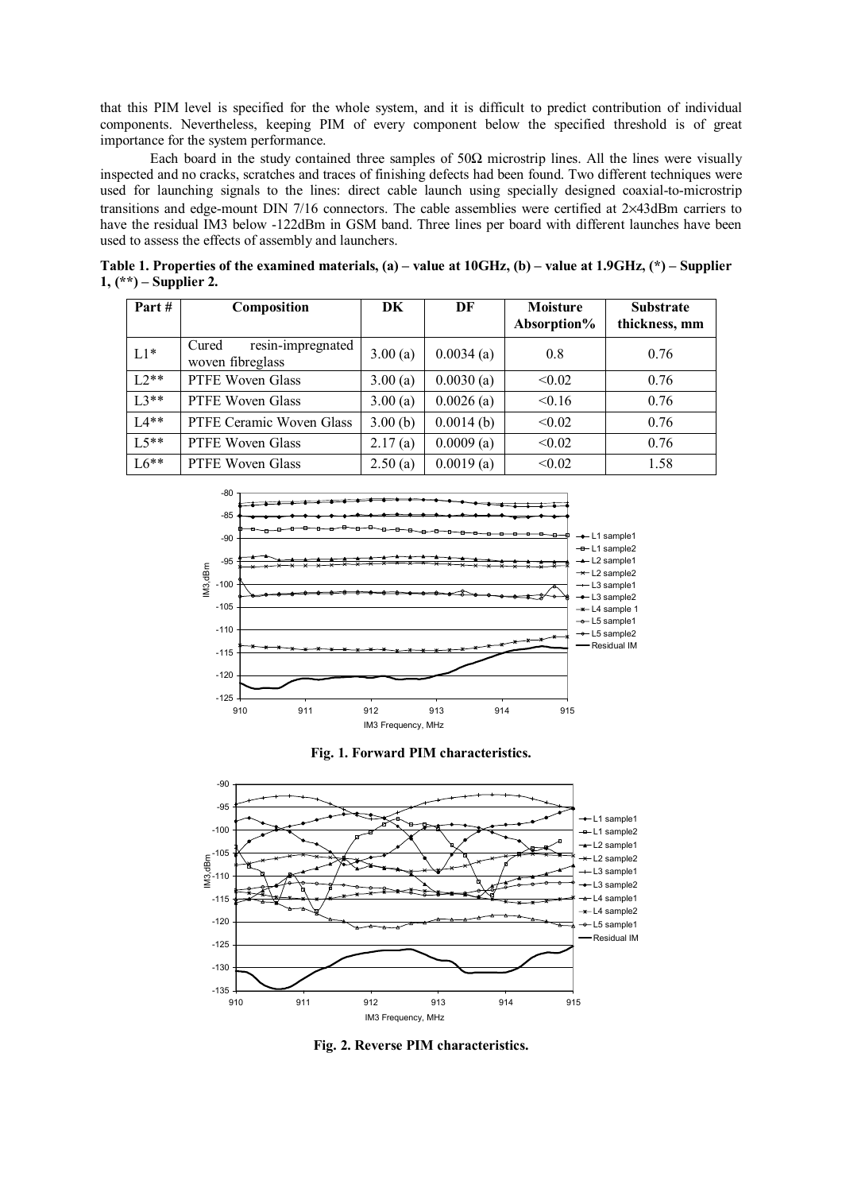that this PIM level is specified for the whole system, and it is difficult to predict contribution of individual components. Nevertheless, keeping PIM of every component below the specified threshold is of great importance for the system performance.

Each board in the study contained three samples of 50Ω microstrip lines. All the lines were visually inspected and no cracks, scratches and traces of finishing defects had been found. Two different techniques were used for launching signals to the lines: direct cable launch using specially designed coaxial-to-microstrip transitions and edge-mount DIN 7/16 connectors. The cable assemblies were certified at 2×43dBm carriers to have the residual IM3 below -122dBm in GSM band. Three lines per board with different launches have been used to assess the effects of assembly and launchers.

**Table 1. Properties of the examined materials, (a) – value at 10GHz, (b) – value at 1.9GHz, (\*) – Supplier 1, (\*\*) – Supplier 2.**

| Part # | Composition | DK | DF | Moisture Absorption% | Substrate thickness, mm |
|---|---|---|---|---|---|
| L1* | Cured resin-impregnated woven fibreglass | 3.00 (a) | 0.0034 (a) | 0.8 | 0.76 |
| L2** | PTFE Woven Glass | 3.00 (a) | 0.0030 (a) | <0.02 | 0.76 |
| L3** | PTFE Woven Glass | 3.00 (a) | 0.0026 (a) | <0.16 | 0.76 |
| L4** | PTFE Ceramic Woven Glass | 3.00 (b) | 0.0014 (b) | <0.02 | 0.76 |
| L5** | PTFE Woven Glass | 2.17 (a) | 0.0009 (a) | <0.02 | 0.76 |
| L6** | PTFE Woven Glass | 2.50 (a) | 0.0019 (a) | <0.02 | 1.58 |

**Fig. 1. Forward PIM characteristics.**

**Fig. 2. Reverse PIM characteristics.**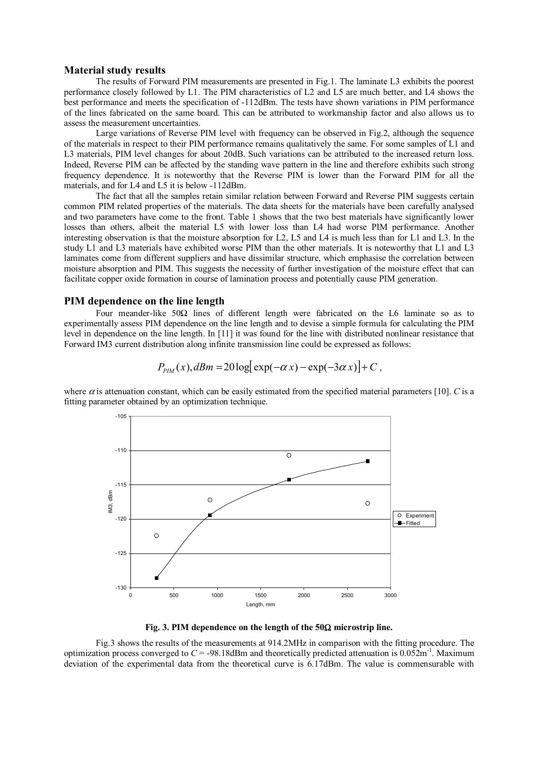## Material study results

The results of Forward PIM measurements are presented in Fig.1. The laminate L3 exhibits the poorest performance closely followed by L1. The PIM characteristics of L2 and L5 are much better, and L4 shows the best performance and meets the specification of -112dBm. The tests have shown variations in PIM performance of the lines fabricated on the same board. This can be attributed to workmanship factor and also allows us to assess the measurement uncertainties.

Large variations of Reverse PIM level with frequency can be observed in Fig.2, although the sequence of the materials in respect to their PIM performance remains qualitatively the same. For some samples of L1 and L3 materials, PIM level changes for about 20dB. Such variations can be attributed to the increased return loss. Indeed, Reverse PIM can be affected by the standing wave pattern in the line and therefore exhibits such strong frequency dependence. It is noteworthy that the Reverse PIM is lower than the Forward PIM for all the materials, and for L4 and L5 it is below -112dBm.

The fact that all the samples retain similar relation between Forward and Reverse PIM suggests certain common PIM related properties of the materials. The data sheets for the materials have been carefully analysed and two parameters have come to the front. Table 1 shows that the two best materials have significantly lower losses than others, albeit the material L5 with lower loss than L4 had worse PIM performance. Another interesting observation is that the moisture absorption for L2, L5 and L4 is much less than for L1 and L3. In the study L1 and L3 materials have exhibited worse PIM than the other materials. It is noteworthy that L1 and L3 laminates come from different suppliers and have dissimilar structure, which emphasise the correlation between moisture absorption and PIM. This suggests the necessity of further investigation of the moisture effect that can facilitate copper oxide formation in course of lamination process and potentially cause PIM generation.

## PIM dependence on the line length

Four meander-like 50Ω lines of different length were fabricated on the L6 laminate so as to experimentally assess PIM dependence on the line length and to devise a simple formula for calculating the PIM level in dependence on the line length. In [11] it was found for the line with distributed nonlinear resistance that Forward IM3 current distribution along infinite transmission line could be expressed as follows:

$$P_{PIM}(x), dBm = 20\log\left[\exp(-\alpha x) - \exp(-3\alpha x)\right] + C\,,$$

where $\alpha$ is attenuation constant, which can be easily estimated from the specified material parameters [10]. $C$ is a fitting parameter obtained by an optimization technique.

**Fig. 3. PIM dependence on the length of the 50Ω microstrip line.**

Fig.3 shows the results of the measurements at 914.2MHz in comparison with the fitting procedure. The optimization process converged to $C$ = -98.18dBm and theoretically predicted attenuation is 0.052m$^{-1}$. Maximum deviation of the experimental data from the theoretical curve is 6.17dBm. The value is commensurable with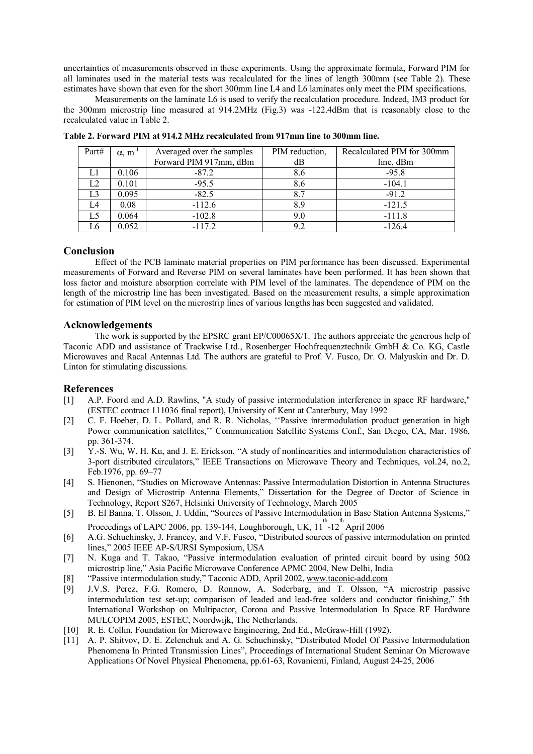uncertainties of measurements observed in these experiments. Using the approximate formula, Forward PIM for all laminates used in the material tests was recalculated for the lines of length 300mm (see Table 2). These estimates have shown that even for the short 300mm line L4 and L6 laminates only meet the PIM specifications.

Measurements on the laminate L6 is used to verify the recalculation procedure. Indeed, IM3 product for the 300mm microstrip line measured at 914.2MHz (Fig.3) was -122.4dBm that is reasonably close to the recalculated value in Table 2.

**Table 2. Forward PIM at 914.2 MHz recalculated from 917mm line to 300mm line.**

| Part# | $\alpha$, $m^{-1}$ | Averaged over the samples Forward PIM 917mm, dBm | PIM reduction, dB | Recalculated PIM for 300mm line, dBm |
|---|---|---|---|---|
| L1 | 0.106 | -87.2 | 8.6 | -95.8 |
| L2 | 0.101 | -95.5 | 8.6 | -104.1 |
| L3 | 0.095 | -82.5 | 8.7 | -91.2 |
| L4 | 0.08 | -112.6 | 8.9 | -121.5 |
| L5 | 0.064 | -102.8 | 9.0 | -111.8 |
| L6 | 0.052 | -117.2 | 9.2 | -126.4 |

## Conclusion

Effect of the PCB laminate material properties on PIM performance has been discussed. Experimental measurements of Forward and Reverse PIM on several laminates have been performed. It has been shown that loss factor and moisture absorption correlate with PIM level of the laminates. The dependence of PIM on the length of the microstrip line has been investigated. Based on the measurement results, a simple approximation for estimation of PIM level on the microstrip lines of various lengths has been suggested and validated.

## Acknowledgements

The work is supported by the EPSRC grant EP/C00065X/1. The authors appreciate the generous help of Taconic ADD and assistance of Trackwise Ltd., Rosenberger Hochfrequenztechnik GmbH & Co. KG, Castle Microwaves and Racal Antennas Ltd. The authors are grateful to Prof. V. Fusco, Dr. O. Malyuskin and Dr. D. Linton for stimulating discussions.

## References

[1] A.P. Foord and A.D. Rawlins, "A study of passive intermodulation interference in space RF hardware," (ESTEC contract 111036 final report), University of Kent at Canterbury, May 1992

[2] C. F. Hoeber, D. L. Pollard, and R. R. Nicholas, ''Passive intermodulation product generation in high Power communication satellites,'' Communication Satellite Systems Conf., San Diego, CA, Mar. 1986, pp. 361-374.

[3] Y.-S. Wu, W. H. Ku, and J. E. Erickson, "A study of nonlinearities and intermodulation characteristics of 3-port distributed circulators," IEEE Transactions on Microwave Theory and Techniques, vol.24, no.2, Feb.1976, pp. 69–77

[4] S. Hienonen, "Studies on Microwave Antennas: Passive Intermodulation Distortion in Antenna Structures and Design of Microstrip Antenna Elements," Dissertation for the Degree of Doctor of Science in Technology, Report S267, Helsinki University of Technology, March 2005

[5] B. El Banna, T. Olsson, J. Uddin, "Sources of Passive Intermodulation in Base Station Antenna Systems," Proceedings of LAPC 2006, pp. 139-144, Loughborough, UK, 11th-12th April 2006

[6] A.G. Schuchinsky, J. Francey, and V.F. Fusco, "Distributed sources of passive intermodulation on printed lines," 2005 IEEE AP-S/URSI Symposium, USA

[7] N. Kuga and T. Takao, "Passive intermodulation evaluation of printed circuit board by using 50Ω microstrip line," Asia Pacific Microwave Conference APMC 2004, New Delhi, India

[8] "Passive intermodulation study," Taconic ADD, April 2002, www.taconic-add.com

[9] J.V.S. Perez, F.G. Romero, D. Ronnow, A. Soderbarg, and T. Olsson, "A microstrip passive intermodulation test set-up; comparison of leaded and lead-free solders and conductor finishing," 5th International Workshop on Multipactor, Corona and Passive Intermodulation In Space RF Hardware MULCOPIM 2005, ESTEC, Noordwijk, The Netherlands.

[10] R. E. Collin, Foundation for Microwave Engineering, 2nd Ed., McGraw-Hill (1992).

[11] A. P. Shitvov, D. E. Zelenchuk and A. G. Schuchinsky, "Distributed Model Of Passive Intermodulation Phenomena In Printed Transmission Lines", Proceedings of International Student Seminar On Microwave Applications Of Novel Physical Phenomena, pp.61-63, Rovaniemi, Finland, August 24-25, 2006